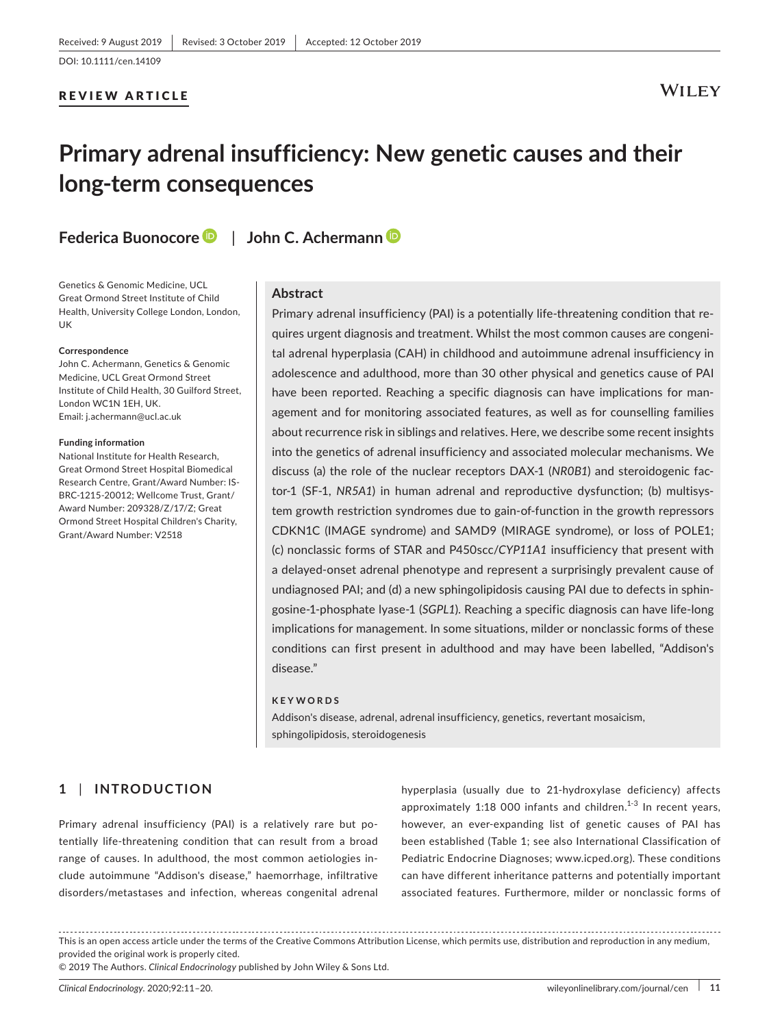Received: 9 August 2019 | Revised: 3 October 2019 | Accepted: 12 October 2019

DOI: 10.1111/cen.14109

REVIEW ARTICLE

# Primary adrenal insufficiency: New genetic causes and their long-term consequences

**Federica Buonocore** | **John C. Achermann**

Genetics & Genomic Medicine, UCL Great Ormond Street Institute of Child Health, University College London, London, UK

**Correspondence**
John C. Achermann, Genetics & Genomic Medicine, UCL Great Ormond Street Institute of Child Health, 30 Guilford Street, London WC1N 1EH, UK.
Email: j.achermann@ucl.ac.uk

**Funding information**
National Institute for Health Research, Great Ormond Street Hospital Biomedical Research Centre, Grant/Award Number: IS-BRC-1215-20012; Wellcome Trust, Grant/Award Number: 209328/Z/17/Z; Great Ormond Street Hospital Children's Charity, Grant/Award Number: V2518

## Abstract

Primary adrenal insufficiency (PAI) is a potentially life-threatening condition that requires urgent diagnosis and treatment. Whilst the most common causes are congenital adrenal hyperplasia (CAH) in childhood and autoimmune adrenal insufficiency in adolescence and adulthood, more than 30 other physical and genetics cause of PAI have been reported. Reaching a specific diagnosis can have implications for management and for monitoring associated features, as well as for counselling families about recurrence risk in siblings and relatives. Here, we describe some recent insights into the genetics of adrenal insufficiency and associated molecular mechanisms. We discuss (a) the role of the nuclear receptors DAX-1 (*NR0B1*) and steroidogenic factor-1 (SF-1, *NR5A1*) in human adrenal and reproductive dysfunction; (b) multisystem growth restriction syndromes due to gain-of-function in the growth repressors CDKN1C (IMAGE syndrome) and SAMD9 (MIRAGE syndrome), or loss of POLE1; (c) nonclassic forms of STAR and P450scc/*CYP11A1* insufficiency that present with a delayed-onset adrenal phenotype and represent a surprisingly prevalent cause of undiagnosed PAI; and (d) a new sphingolipidosis causing PAI due to defects in sphingosine-1-phosphate lyase-1 (*SGPL1*). Reaching a specific diagnosis can have life-long implications for management. In some situations, milder or nonclassic forms of these conditions can first present in adulthood and may have been labelled, "Addison's disease."

**KEYWORDS**

Addison's disease, adrenal, adrenal insufficiency, genetics, revertant mosaicism, sphingolipidosis, steroidogenesis

## 1 | INTRODUCTION

Primary adrenal insufficiency (PAI) is a relatively rare but potentially life-threatening condition that can result from a broad range of causes. In adulthood, the most common aetiologies include autoimmune "Addison's disease," haemorrhage, infiltrative disorders/metastases and infection, whereas congenital adrenal hyperplasia (usually due to 21-hydroxylase deficiency) affects approximately 1:18 000 infants and children.[1-3] In recent years, however, an ever-expanding list of genetic causes of PAI has been established (Table 1; see also International Classification of Pediatric Endocrine Diagnoses; www.icped.org). These conditions can have different inheritance patterns and potentially important associated features. Furthermore, milder or nonclassic forms of

This is an open access article under the terms of the Creative Commons Attribution License, which permits use, distribution and reproduction in any medium, provided the original work is properly cited.
© 2019 The Authors. *Clinical Endocrinology* published by John Wiley & Sons Ltd.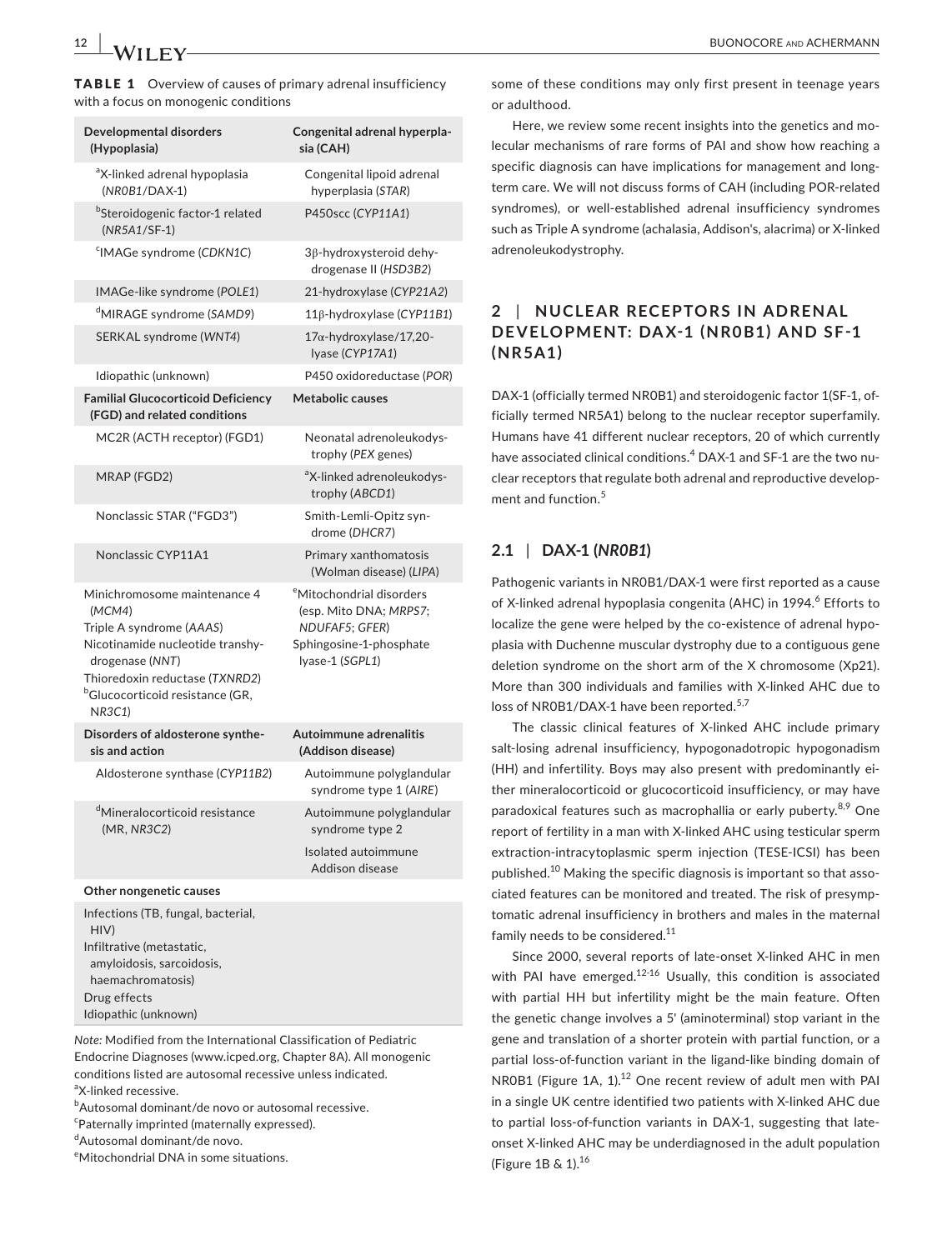**TABLE 1** Overview of causes of primary adrenal insufficiency with a focus on monogenic conditions

| Developmental disorders (Hypoplasia) | Congenital adrenal hyperplasia (CAH) |
|---|---|
| [a]X-linked adrenal hypoplasia (*NR0B1*/DAX-1) | Congenital lipoid adrenal hyperplasia (*STAR*) |
| [b]Steroidogenic factor-1 related (*NR5A1*/SF-1) | P450scc (*CYP11A1*) |
| [c]IMAGe syndrome (*CDKN1C*) | 3β-hydroxysteroid dehydrogenase II (*HSD3B2*) |
| IMAGe-like syndrome (*POLE1*) | 21-hydroxylase (*CYP21A2*) |
| [d]MIRAGE syndrome (*SAMD9*) | 11β-hydroxylase (*CYP11B1*) |
| SERKAL syndrome (*WNT4*) | 17α-hydroxylase/17,20-lyase (*CYP17A1*) |
| Idiopathic (unknown) | P450 oxidoreductase (*POR*) |
| **Familial Glucocorticoid Deficiency (FGD) and related conditions** | **Metabolic causes** |
| MC2R (ACTH receptor) (FGD1) | Neonatal adrenoleukodystrophy (*PEX* genes) |
| MRAP (FGD2) | [a]X-linked adrenoleukodystrophy (*ABCD1*) |
| Nonclassic STAR ("FGD3") | Smith-Lemli-Opitz syndrome (*DHCR7*) |
| Nonclassic CYP11A1 | Primary xanthomatosis (Wolman disease) (*LIPA*) |
| Minichromosome maintenance 4 (*MCM4*)<br>Triple A syndrome (*AAAS*)<br>Nicotinamide nucleotide transhydrogenase (*NNT*)<br>Thioredoxin reductase (*TXNRD2*)<br>[b]Glucocorticoid resistance (GR, *NR3C1*) | [e]Mitochondrial disorders (esp. Mito DNA; *MRPS7*; *NDUFAF5*; *GFER*)<br>Sphingosine-1-phosphate lyase-1 (*SGPL1*) |
| **Disorders of aldosterone synthesis and action** | **Autoimmune adrenalitis (Addison disease)** |
| Aldosterone synthase (*CYP11B2*) | Autoimmune polyglandular syndrome type 1 (*AIRE*) |
| [d]Mineralocorticoid resistance (MR, *NR3C2*) | Autoimmune polyglandular syndrome type 2<br>Isolated autoimmune Addison disease |
| **Other nongenetic causes** | |
| Infections (TB, fungal, bacterial, HIV)<br>Infiltrative (metastatic, amyloidosis, sarcoidosis, haemachromatosis)<br>Drug effects<br>Idiopathic (unknown) | |

*Note:* Modified from the International Classification of Pediatric Endocrine Diagnoses (www.icped.org, Chapter 8A). All monogenic conditions listed are autosomal recessive unless indicated.
[a]X-linked recessive.
[b]Autosomal dominant/de novo or autosomal recessive.
[c]Paternally imprinted (maternally expressed).
[d]Autosomal dominant/de novo.
[e]Mitochondrial DNA in some situations.

some of these conditions may only first present in teenage years or adulthood.

Here, we review some recent insights into the genetics and molecular mechanisms of rare forms of PAI and show how reaching a specific diagnosis can have implications for management and long-term care. We will not discuss forms of CAH (including POR-related syndromes), or well-established adrenal insufficiency syndromes such as Triple A syndrome (achalasia, Addison's, alacrima) or X-linked adrenoleukodystrophy.

## 2 | NUCLEAR RECEPTORS IN ADRENAL DEVELOPMENT: DAX-1 (NR0B1) AND SF-1 (NR5A1)

DAX-1 (officially termed NR0B1) and steroidogenic factor 1(SF-1, officially termed NR5A1) belong to the nuclear receptor superfamily. Humans have 41 different nuclear receptors, 20 of which currently have associated clinical conditions.[4] DAX-1 and SF-1 are the two nuclear receptors that regulate both adrenal and reproductive development and function.[5]

### 2.1 | DAX-1 (*NR0B1*)

Pathogenic variants in NR0B1/DAX-1 were first reported as a cause of X-linked adrenal hypoplasia congenita (AHC) in 1994.[6] Efforts to localize the gene were helped by the co-existence of adrenal hypoplasia with Duchenne muscular dystrophy due to a contiguous gene deletion syndrome on the short arm of the X chromosome (Xp21). More than 300 individuals and families with X-linked AHC due to loss of NR0B1/DAX-1 have been reported.[5,7]

The classic clinical features of X-linked AHC include primary salt-losing adrenal insufficiency, hypogonadotropic hypogonadism (HH) and infertility. Boys may also present with predominantly either mineralocorticoid or glucocorticoid insufficiency, or may have paradoxical features such as macrophallia or early puberty.[8,9] One report of fertility in a man with X-linked AHC using testicular sperm extraction-intracytoplasmic sperm injection (TESE-ICSI) has been published.[10] Making the specific diagnosis is important so that associated features can be monitored and treated. The risk of presymptomatic adrenal insufficiency in brothers and males in the maternal family needs to be considered.[11]

Since 2000, several reports of late-onset X-linked AHC in men with PAI have emerged.[12-16] Usually, this condition is associated with partial HH but infertility might be the main feature. Often the genetic change involves a 5' (aminoterminal) stop variant in the gene and translation of a shorter protein with partial function, or a partial loss-of-function variant in the ligand-like binding domain of NR0B1 (Figure 1A, 1).[12] One recent review of adult men with PAI in a single UK centre identified two patients with X-linked AHC due to partial loss-of-function variants in DAX-1, suggesting that late-onset X-linked AHC may be underdiagnosed in the adult population (Figure 1B & 1).[16]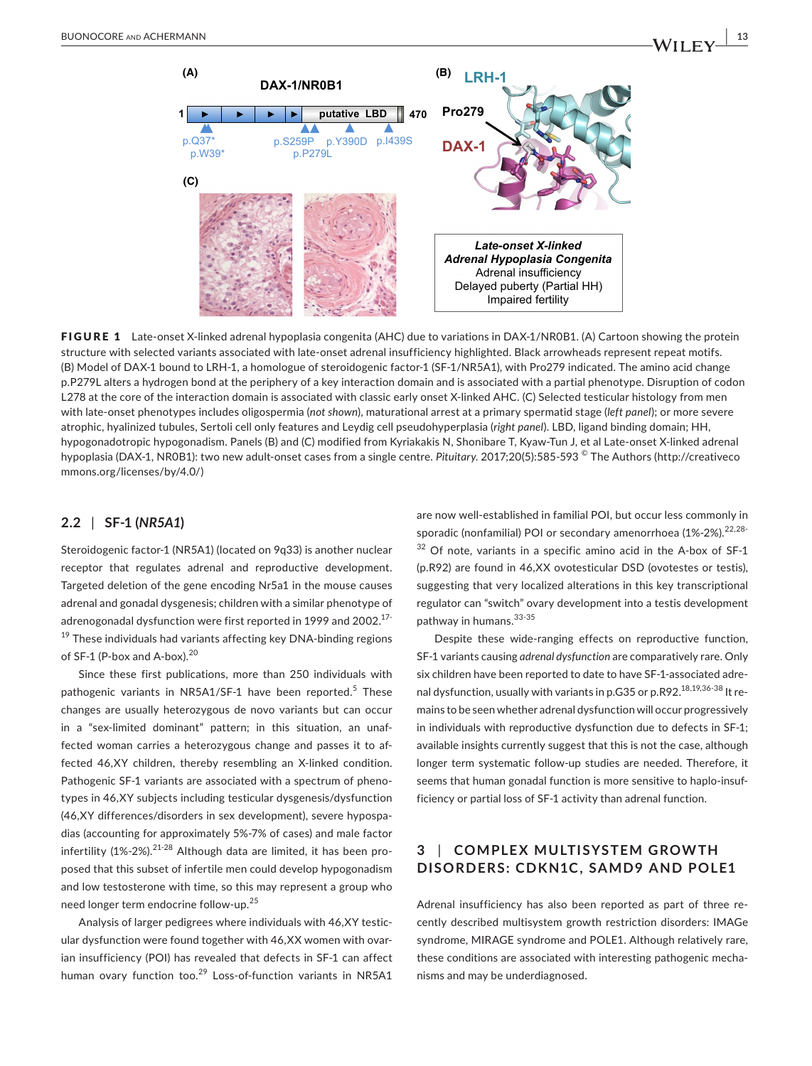**FIGURE 1** Late-onset X-linked adrenal hypoplasia congenita (AHC) due to variations in DAX-1/NR0B1. (A) Cartoon showing the protein structure with selected variants associated with late-onset adrenal insufficiency highlighted. Black arrowheads represent repeat motifs. (B) Model of DAX-1 bound to LRH-1, a homologue of steroidogenic factor-1 (SF-1/NR5A1), with Pro279 indicated. The amino acid change p.P279L alters a hydrogen bond at the periphery of a key interaction domain and is associated with a partial phenotype. Disruption of codon L278 at the core of the interaction domain is associated with classic early onset X-linked AHC. (C) Selected testicular histology from men with late-onset phenotypes includes oligospermia (*not shown*), maturational arrest at a primary spermatid stage (*left panel*); or more severe atrophic, hyalinized tubules, Sertoli cell only features and Leydig cell pseudohyperplasia (*right panel*). LBD, ligand binding domain; HH, hypogonadotropic hypogonadism. Panels (B) and (C) modified from Kyriakakis N, Shonibare T, Kyaw-Tun J, et al Late-onset X-linked adrenal hypoplasia (DAX-1, NR0B1): two new adult-onset cases from a single centre. *Pituitary*. 2017;20(5):585-593 © The Authors (http://creativecommons.org/licenses/by/4.0/)

## 2.2 | SF-1 (*NR5A1*)

Steroidogenic factor-1 (NR5A1) (located on 9q33) is another nuclear receptor that regulates adrenal and reproductive development. Targeted deletion of the gene encoding Nr5a1 in the mouse causes adrenal and gonadal dysgenesis; children with a similar phenotype of adrenogonadal dysfunction were first reported in 1999 and 2002.[17-19] These individuals had variants affecting key DNA-binding regions of SF-1 (P-box and A-box).[20]

Since these first publications, more than 250 individuals with pathogenic variants in NR5A1/SF-1 have been reported.[5] These changes are usually heterozygous de novo variants but can occur in a "sex-limited dominant" pattern; in this situation, an unaffected woman carries a heterozygous change and passes it to affected 46,XY children, thereby resembling an X-linked condition. Pathogenic SF-1 variants are associated with a spectrum of phenotypes in 46,XY subjects including testicular dysgenesis/dysfunction (46,XY differences/disorders in sex development), severe hypospadias (accounting for approximately 5%-7% of cases) and male factor infertility (1%-2%).[21-28] Although data are limited, it has been proposed that this subset of infertile men could develop hypogonadism and low testosterone with time, so this may represent a group who need longer term endocrine follow-up.[25]

Analysis of larger pedigrees where individuals with 46,XY testicular dysfunction were found together with 46,XX women with ovarian insufficiency (POI) has revealed that defects in SF-1 can affect human ovary function too.[29] Loss-of-function variants in NR5A1 are now well-established in familial POI, but occur less commonly in sporadic (nonfamilial) POI or secondary amenorrhoea (1%-2%).[22,28-32] Of note, variants in a specific amino acid in the A-box of SF-1 (p.R92) are found in 46,XX ovotesticular DSD (ovotestes or testis), suggesting that very localized alterations in this key transcriptional regulator can "switch" ovary development into a testis development pathway in humans.[33-35]

Despite these wide-ranging effects on reproductive function, SF-1 variants causing *adrenal dysfunction* are comparatively rare. Only six children have been reported to date to have SF-1-associated adrenal dysfunction, usually with variants in p.G35 or p.R92.[18,19,36-38] It remains to be seen whether adrenal dysfunction will occur progressively in individuals with reproductive dysfunction due to defects in SF-1; available insights currently suggest that this is not the case, although longer term systematic follow-up studies are needed. Therefore, it seems that human gonadal function is more sensitive to haplo-insufficiency or partial loss of SF-1 activity than adrenal function.

# 3 | COMPLEX MULTISYSTEM GROWTH DISORDERS: CDKN1C, SAMD9 AND POLE1

Adrenal insufficiency has also been reported as part of three recently described multisystem growth restriction disorders: IMAGe syndrome, MIRAGE syndrome and POLE1. Although relatively rare, these conditions are associated with interesting pathogenic mechanisms and may be underdiagnosed.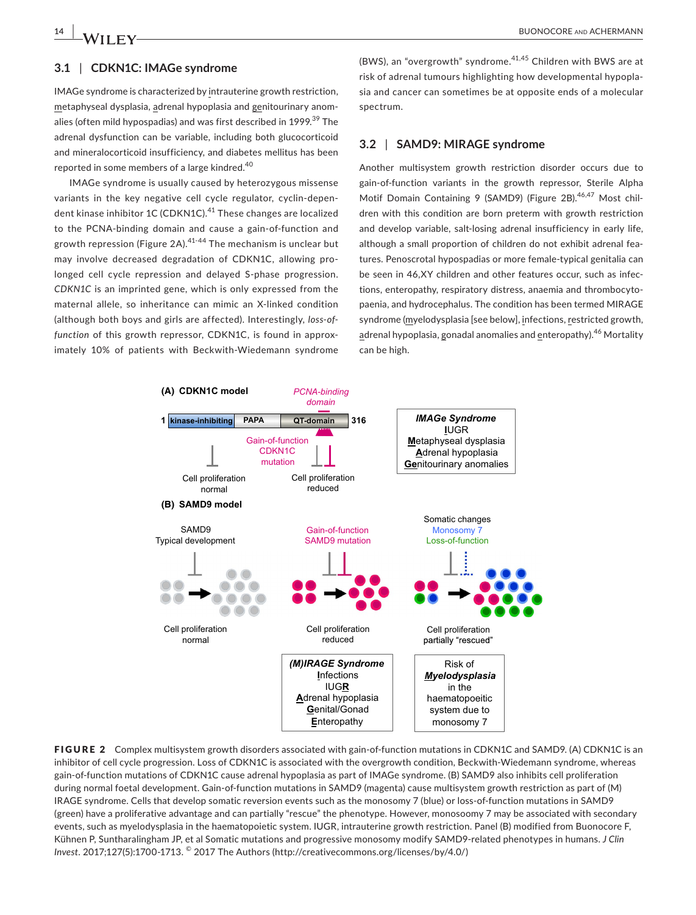### 3.1 | CDKN1C: IMAGe syndrome

IMAGe syndrome is characterized by intrauterine growth restriction, metaphyseal dysplasia, adrenal hypoplasia and genitourinary anomalies (often mild hypospadias) and was first described in 1999.[39] The adrenal dysfunction can be variable, including both glucocorticoid and mineralocorticoid insufficiency, and diabetes mellitus has been reported in some members of a large kindred.[40]

IMAGe syndrome is usually caused by heterozygous missense variants in the key negative cell cycle regulator, cyclin-dependent kinase inhibitor 1C (CDKN1C).[41] These changes are localized to the PCNA-binding domain and cause a gain-of-function and growth repression (Figure 2A).[41-44] The mechanism is unclear but may involve decreased degradation of CDKN1C, allowing prolonged cell cycle repression and delayed S-phase progression. *CDKN1C* is an imprinted gene, which is only expressed from the maternal allele, so inheritance can mimic an X-linked condition (although both boys and girls are affected). Interestingly, *loss-of-function* of this growth repressor, CDKN1C, is found in approximately 10% of patients with Beckwith-Wiedemann syndrome (BWS), an "overgrowth" syndrome.[41,45] Children with BWS are at risk of adrenal tumours highlighting how developmental hypoplasia and cancer can sometimes be at opposite ends of a molecular spectrum.

### 3.2 | SAMD9: MIRAGE syndrome

Another multisystem growth restriction disorder occurs due to gain-of-function variants in the growth repressor, Sterile Alpha Motif Domain Containing 9 (SAMD9) (Figure 2B).[46,47] Most children with this condition are born preterm with growth restriction and develop variable, salt-losing adrenal insufficiency in early life, although a small proportion of children do not exhibit adrenal features. Penoscrotal hypospadias or more female-typical genitalia can be seen in 46,XY children and other features occur, such as infections, enteropathy, respiratory distress, anaemia and thrombocytopaenia, and hydrocephalus. The condition has been termed MIRAGE syndrome (myelodysplasia [see below], infections, restricted growth, adrenal hypoplasia, gonadal anomalies and enteropathy).[46] Mortality can be high.

**FIGURE 2** Complex multisystem growth disorders associated with gain-of-function mutations in CDKN1C and SAMD9. (A) CDKN1C is an inhibitor of cell cycle progression. Loss of CDKN1C is associated with the overgrowth condition, Beckwith-Wiedemann syndrome, whereas gain-of-function mutations of CDKN1C cause adrenal hypoplasia as part of IMAGe syndrome. (B) SAMD9 also inhibits cell proliferation during normal foetal development. Gain-of-function mutations in SAMD9 (magenta) cause multisystem growth restriction as part of (M)IRAGE syndrome. Cells that develop somatic reversion events such as the monosomy 7 (blue) or loss-of-function mutations in SAMD9 (green) have a proliferative advantage and can partially "rescue" the phenotype. However, monosoomy 7 may be associated with secondary events, such as myelodysplasia in the haematopoietic system. IUGR, intrauterine growth restriction. Panel (B) modified from Buonocore F, Kühnen P, Suntharalingham JP, et al Somatic mutations and progressive monosomy modify SAMD9-related phenotypes in humans. *J Clin Invest*. 2017;127(5):1700-1713. © 2017 The Authors (http://creativecommons.org/licenses/by/4.0/)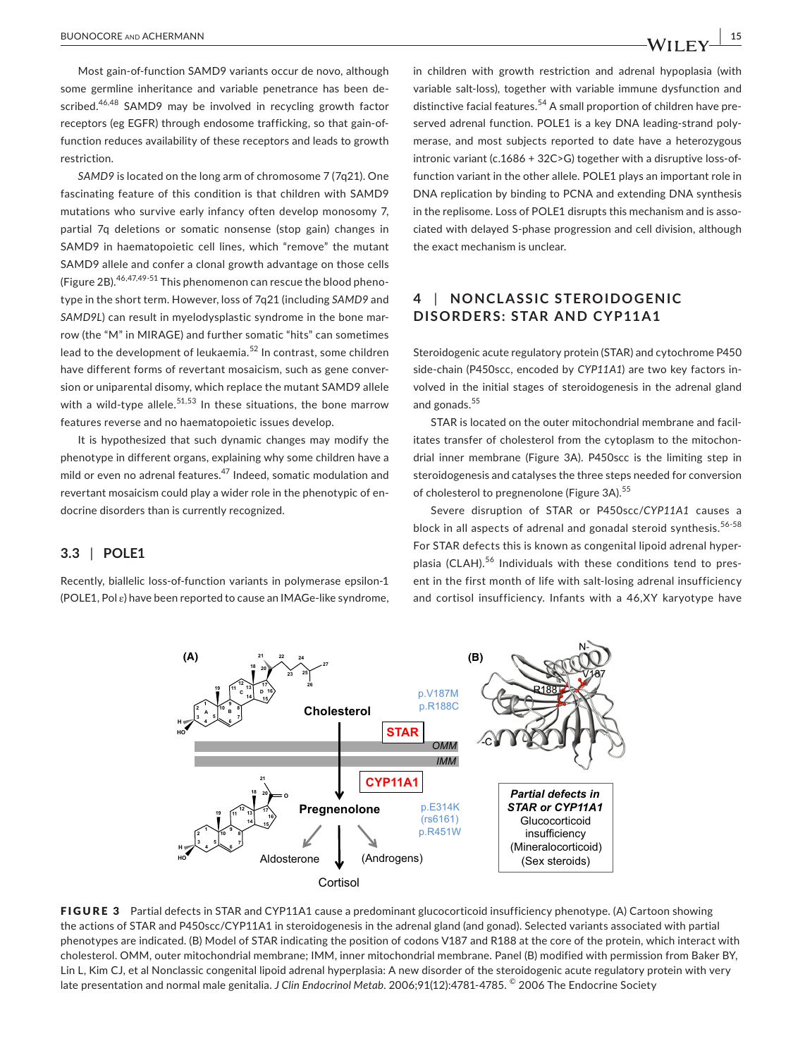Most gain-of-function SAMD9 variants occur de novo, although some germline inheritance and variable penetrance has been described.[46,48] SAMD9 may be involved in recycling growth factor receptors (eg EGFR) through endosome trafficking, so that gain-of-function reduces availability of these receptors and leads to growth restriction.

*SAMD9* is located on the long arm of chromosome 7 (7q21). One fascinating feature of this condition is that children with SAMD9 mutations who survive early infancy often develop monosomy 7, partial 7q deletions or somatic nonsense (stop gain) changes in SAMD9 in haematopoietic cell lines, which "remove" the mutant SAMD9 allele and confer a clonal growth advantage on those cells (Figure 2B).[46,47,49-51] This phenomenon can rescue the blood phenotype in the short term. However, loss of 7q21 (including *SAMD9* and *SAMD9L*) can result in myelodysplastic syndrome in the bone marrow (the "M" in MIRAGE) and further somatic "hits" can sometimes lead to the development of leukaemia.[52] In contrast, some children have different forms of revertant mosaicism, such as gene conversion or uniparental disomy, which replace the mutant SAMD9 allele with a wild-type allele.[51,53] In these situations, the bone marrow features reverse and no haematopoietic issues develop.

It is hypothesized that such dynamic changes may modify the phenotype in different organs, explaining why some children have a mild or even no adrenal features.[47] Indeed, somatic modulation and revertant mosaicism could play a wider role in the phenotypic of endocrine disorders than is currently recognized.

### 3.3 | POLE1

Recently, biallelic loss-of-function variants in polymerase epsilon-1 (POLE1, Pol ε) have been reported to cause an IMAGe-like syndrome, in children with growth restriction and adrenal hypoplasia (with variable salt-loss), together with variable immune dysfunction and distinctive facial features.[54] A small proportion of children have preserved adrenal function. POLE1 is a key DNA leading-strand polymerase, and most subjects reported to date have a heterozygous intronic variant (c.1686 + 32C>G) together with a disruptive loss-of-function variant in the other allele. POLE1 plays an important role in DNA replication by binding to PCNA and extending DNA synthesis in the replisome. Loss of POLE1 disrupts this mechanism and is associated with delayed S-phase progression and cell division, although the exact mechanism is unclear.

## 4 | NONCLASSIC STEROIDOGENIC DISORDERS: STAR AND CYP11A1

Steroidogenic acute regulatory protein (STAR) and cytochrome P450 side-chain (P450scc, encoded by *CYP11A1*) are two key factors involved in the initial stages of steroidogenesis in the adrenal gland and gonads.[55]

STAR is located on the outer mitochondrial membrane and facilitates transfer of cholesterol from the cytoplasm to the mitochondrial inner membrane (Figure 3A). P450scc is the limiting step in steroidogenesis and catalyses the three steps needed for conversion of cholesterol to pregnenolone (Figure 3A).[55]

Severe disruption of STAR or P450scc/*CYP11A1* causes a block in all aspects of adrenal and gonadal steroid synthesis.[56-58] For STAR defects this is known as congenital lipoid adrenal hyperplasia (CLAH).[56] Individuals with these conditions tend to present in the first month of life with salt-losing adrenal insufficiency and cortisol insufficiency. Infants with a 46,XY karyotype have

**FIGURE 3** Partial defects in STAR and CYP11A1 cause a predominant glucocorticoid insufficiency phenotype. (A) Cartoon showing the actions of STAR and P450scc/CYP11A1 in steroidogenesis in the adrenal gland (and gonad). Selected variants associated with partial phenotypes are indicated. (B) Model of STAR indicating the position of codons V187 and R188 at the core of the protein, which interact with cholesterol. OMM, outer mitochondrial membrane; IMM, inner mitochondrial membrane. Panel (B) modified with permission from Baker BY, Lin L, Kim CJ, et al Nonclassic congenital lipoid adrenal hyperplasia: A new disorder of the steroidogenic acute regulatory protein with very late presentation and normal male genitalia. *J Clin Endocrinol Metab*. 2006;91(12):4781-4785. © 2006 The Endocrine Society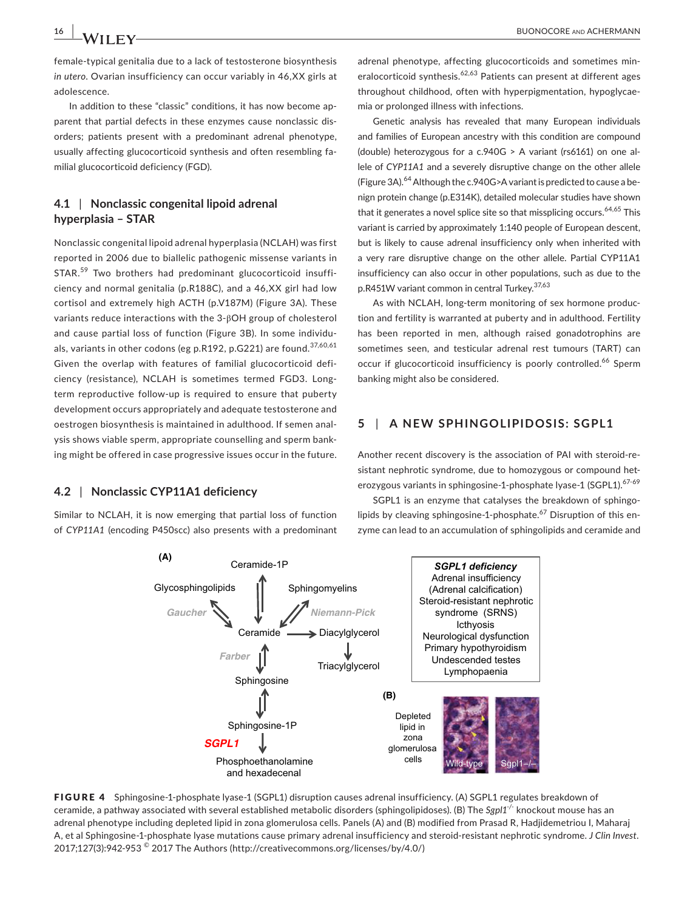female-typical genitalia due to a lack of testosterone biosynthesis *in utero*. Ovarian insufficiency can occur variably in 46,XX girls at adolescence.

In addition to these "classic" conditions, it has now become apparent that partial defects in these enzymes cause nonclassic disorders; patients present with a predominant adrenal phenotype, usually affecting glucocorticoid synthesis and often resembling familial glucocorticoid deficiency (FGD).

### 4.1 | Nonclassic congenital lipoid adrenal hyperplasia – STAR

Nonclassic congenital lipoid adrenal hyperplasia (NCLAH) was first reported in 2006 due to biallelic pathogenic missense variants in STAR.[59] Two brothers had predominant glucocorticoid insufficiency and normal genitalia (p.R188C), and a 46,XX girl had low cortisol and extremely high ACTH (p.V187M) (Figure 3A). These variants reduce interactions with the 3-βOH group of cholesterol and cause partial loss of function (Figure 3B). In some individuals, variants in other codons (eg p.R192, p.G221) are found.[37,60,61] Given the overlap with features of familial glucocorticoid deficiency (resistance), NCLAH is sometimes termed FGD3. Long-term reproductive follow-up is required to ensure that puberty development occurs appropriately and adequate testosterone and oestrogen biosynthesis is maintained in adulthood. If semen analysis shows viable sperm, appropriate counselling and sperm banking might be offered in case progressive issues occur in the future.

### 4.2 | Nonclassic CYP11A1 deficiency

Similar to NCLAH, it is now emerging that partial loss of function of *CYP11A1* (encoding P450scc) also presents with a predominant adrenal phenotype, affecting glucocorticoids and sometimes mineralocorticoid synthesis.[62,63] Patients can present at different ages throughout childhood, often with hyperpigmentation, hypoglycaemia or prolonged illness with infections.

Genetic analysis has revealed that many European individuals and families of European ancestry with this condition are compound (double) heterozygous for a c.940G > A variant (rs6161) on one allele of *CYP11A1* and a severely disruptive change on the other allele (Figure 3A).[64] Although the c.940G>A variant is predicted to cause a benign protein change (p.E314K), detailed molecular studies have shown that it generates a novel splice site so that missplicing occurs.[64,65] This variant is carried by approximately 1:140 people of European descent, but is likely to cause adrenal insufficiency only when inherited with a very rare disruptive change on the other allele. Partial CYP11A1 insufficiency can also occur in other populations, such as due to the p.R451W variant common in central Turkey.[37,63]

As with NCLAH, long-term monitoring of sex hormone production and fertility is warranted at puberty and in adulthood. Fertility has been reported in men, although raised gonadotrophins are sometimes seen, and testicular adrenal rest tumours (TART) can occur if glucocorticoid insufficiency is poorly controlled.[66] Sperm banking might also be considered.

## 5 | A NEW SPHINGOLIPIDOSIS: SGPL1

Another recent discovery is the association of PAI with steroid-resistant nephrotic syndrome, due to homozygous or compound heterozygous variants in sphingosine-1-phosphate lyase-1 (SGPL1).[67-69]

SGPL1 is an enzyme that catalyses the breakdown of sphingolipids by cleaving sphingosine-1-phosphate.[67] Disruption of this enzyme can lead to an accumulation of sphingolipids and ceramide and

**FIGURE 4** Sphingosine-1-phosphate lyase-1 (SGPL1) disruption causes adrenal insufficiency. (A) SGPL1 regulates breakdown of ceramide, a pathway associated with several established metabolic disorders (sphingolipidoses). (B) The *Sgpl1*$^{-/-}$ knockout mouse has an adrenal phenotype including depleted lipid in zona glomerulosa cells. Panels (A) and (B) modified from Prasad R, Hadjidemetriou I, Maharaj A, et al Sphingosine-1-phosphate lyase mutations cause primary adrenal insufficiency and steroid-resistant nephrotic syndrome. *J Clin Invest*. 2017;127(3):942-953 © 2017 The Authors (http://creativecommons.org/licenses/by/4.0/)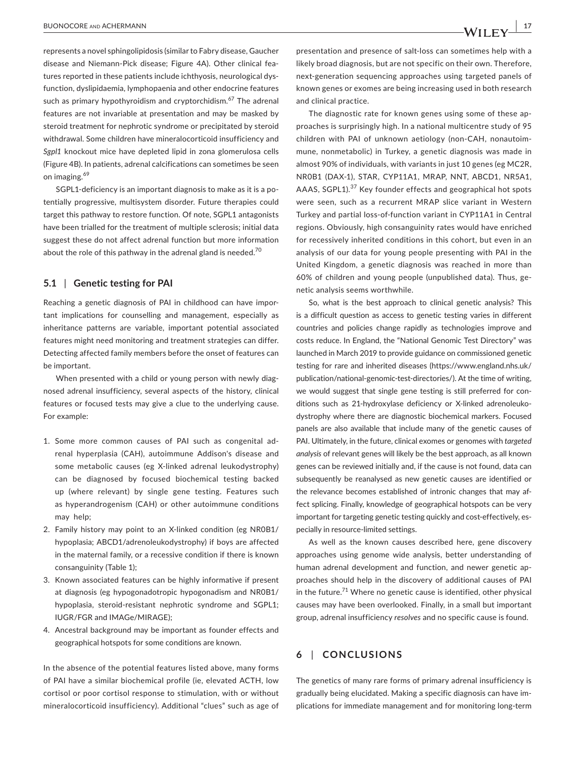represents a novel sphingolipidosis (similar to Fabry disease, Gaucher disease and Niemann-Pick disease; Figure 4A). Other clinical features reported in these patients include ichthyosis, neurological dysfunction, dyslipidaemia, lymphopaenia and other endocrine features such as primary hypothyroidism and cryptorchidism.[67] The adrenal features are not invariable at presentation and may be masked by steroid treatment for nephrotic syndrome or precipitated by steroid withdrawal. Some children have mineralocorticoid insufficiency and *Sgpl1* knockout mice have depleted lipid in zona glomerulosa cells (Figure 4B). In patients, adrenal calcifications can sometimes be seen on imaging.[69]

SGPL1-deficiency is an important diagnosis to make as it is a potentially progressive, multisystem disorder. Future therapies could target this pathway to restore function. Of note, SGPL1 antagonists have been trialled for the treatment of multiple sclerosis; initial data suggest these do not affect adrenal function but more information about the role of this pathway in the adrenal gland is needed.[70]

### 5.1 | Genetic testing for PAI

Reaching a genetic diagnosis of PAI in childhood can have important implications for counselling and management, especially as inheritance patterns are variable, important potential associated features might need monitoring and treatment strategies can differ. Detecting affected family members before the onset of features can be important.

When presented with a child or young person with newly diagnosed adrenal insufficiency, several aspects of the history, clinical features or focused tests may give a clue to the underlying cause. For example:

1. Some more common causes of PAI such as congenital adrenal hyperplasia (CAH), autoimmune Addison's disease and some metabolic causes (eg X-linked adrenal leukodystrophy) can be diagnosed by focused biochemical testing backed up (where relevant) by single gene testing. Features such as hyperandrogenism (CAH) or other autoimmune conditions may help;
2. Family history may point to an X-linked condition (eg NR0B1/hypoplasia; ABCD1/adrenoleukodystrophy) if boys are affected in the maternal family, or a recessive condition if there is known consanguinity (Table 1);
3. Known associated features can be highly informative if present at diagnosis (eg hypogonadotropic hypogonadism and NR0B1/hypoplasia, steroid-resistant nephrotic syndrome and SGPL1; IUGR/FGR and IMAGe/MIRAGE);
4. Ancestral background may be important as founder effects and geographical hotspots for some conditions are known.

In the absence of the potential features listed above, many forms of PAI have a similar biochemical profile (ie, elevated ACTH, low cortisol or poor cortisol response to stimulation, with or without mineralocorticoid insufficiency). Additional "clues" such as age of presentation and presence of salt-loss can sometimes help with a likely broad diagnosis, but are not specific on their own. Therefore, next-generation sequencing approaches using targeted panels of known genes or exomes are being increasing used in both research and clinical practice.

The diagnostic rate for known genes using some of these approaches is surprisingly high. In a national multicentre study of 95 children with PAI of unknown aetiology (non-CAH, nonautoimmune, nonmetabolic) in Turkey, a genetic diagnosis was made in almost 90% of individuals, with variants in just 10 genes (eg MC2R, NR0B1 (DAX-1), STAR, CYP11A1, MRAP, NNT, ABCD1, NR5A1, AAAS, SGPL1).[37] Key founder effects and geographical hot spots were seen, such as a recurrent MRAP slice variant in Western Turkey and partial loss-of-function variant in CYP11A1 in Central regions. Obviously, high consanguinity rates would have enriched for recessively inherited conditions in this cohort, but even in an analysis of our data for young people presenting with PAI in the United Kingdom, a genetic diagnosis was reached in more than 60% of children and young people (unpublished data). Thus, genetic analysis seems worthwhile.

So, what is the best approach to clinical genetic analysis? This is a difficult question as access to genetic testing varies in different countries and policies change rapidly as technologies improve and costs reduce. In England, the "National Genomic Test Directory" was launched in March 2019 to provide guidance on commissioned genetic testing for rare and inherited diseases (https://www.england.nhs.uk/publication/national-genomic-test-directories/). At the time of writing, we would suggest that single gene testing is still preferred for conditions such as 21-hydroxylase deficiency or X-linked adrenoleukodystrophy where there are diagnostic biochemical markers. Focused panels are also available that include many of the genetic causes of PAI. Ultimately, in the future, clinical exomes or genomes with *targeted analysis* of relevant genes will likely be the best approach, as all known genes can be reviewed initially and, if the cause is not found, data can subsequently be reanalysed as new genetic causes are identified or the relevance becomes established of intronic changes that may affect splicing. Finally, knowledge of geographical hotspots can be very important for targeting genetic testing quickly and cost-effectively, especially in resource-limited settings.

As well as the known causes described here, gene discovery approaches using genome wide analysis, better understanding of human adrenal development and function, and newer genetic approaches should help in the discovery of additional causes of PAI in the future.[71] Where no genetic cause is identified, other physical causes may have been overlooked. Finally, in a small but important group, adrenal insufficiency *resolves* and no specific cause is found.

## 6 | CONCLUSIONS

The genetics of many rare forms of primary adrenal insufficiency is gradually being elucidated. Making a specific diagnosis can have implications for immediate management and for monitoring long-term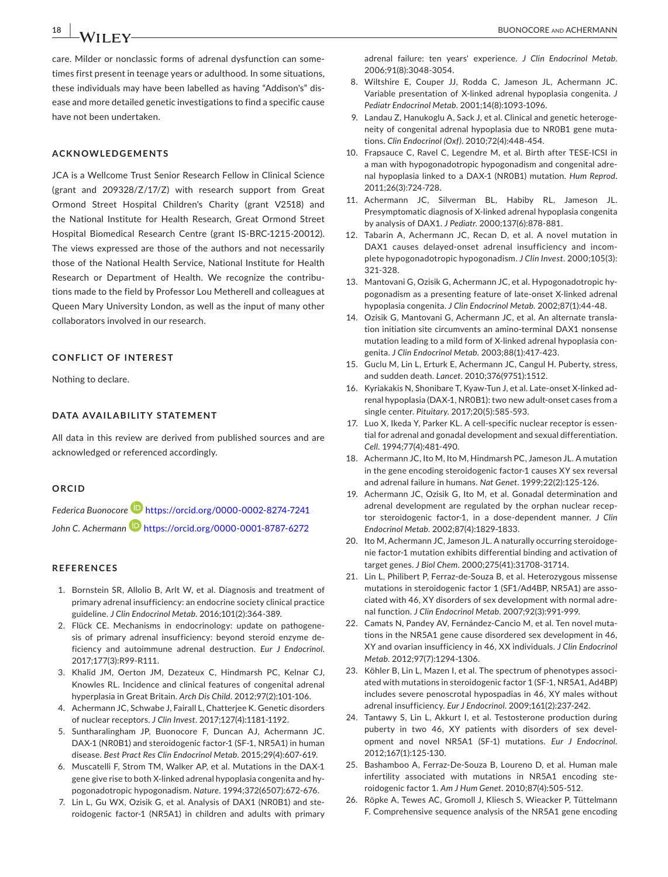care. Milder or nonclassic forms of adrenal dysfunction can sometimes first present in teenage years or adulthood. In some situations, these individuals may have been labelled as having "Addison's" disease and more detailed genetic investigations to find a specific cause have not been undertaken.

## ACKNOWLEDGEMENTS

JCA is a Wellcome Trust Senior Research Fellow in Clinical Science (grant and 209328/Z/17/Z) with research support from Great Ormond Street Hospital Children's Charity (grant V2518) and the National Institute for Health Research, Great Ormond Street Hospital Biomedical Research Centre (grant IS-BRC-1215-20012). The views expressed are those of the authors and not necessarily those of the National Health Service, National Institute for Health Research or Department of Health. We recognize the contributions made to the field by Professor Lou Metherell and colleagues at Queen Mary University London, as well as the input of many other collaborators involved in our research.

## CONFLICT OF INTEREST

Nothing to declare.

## DATA AVAILABILITY STATEMENT

All data in this review are derived from published sources and are acknowledged or referenced accordingly.

## ORCID

*Federica Buonocore* https://orcid.org/0000-0002-8274-7241

*John C. Achermann* https://orcid.org/0000-0001-8787-6272

## REFERENCES

1. Bornstein SR, Allolio B, Arlt W, et al. Diagnosis and treatment of primary adrenal insufficiency: an endocrine society clinical practice guideline. *J Clin Endocrinol Metab*. 2016;101(2):364-389.
2. Flück CE. Mechanisms in endocrinology: update on pathogenesis of primary adrenal insufficiency: beyond steroid enzyme deficiency and autoimmune adrenal destruction. *Eur J Endocrinol*. 2017;177(3):R99-R111.
3. Khalid JM, Oerton JM, Dezateux C, Hindmarsh PC, Kelnar CJ, Knowles RL. Incidence and clinical features of congenital adrenal hyperplasia in Great Britain. *Arch Dis Child*. 2012;97(2):101-106.
4. Achermann JC, Schwabe J, Fairall L, Chatterjee K. Genetic disorders of nuclear receptors. *J Clin Invest*. 2017;127(4):1181-1192.
5. Suntharalingham JP, Buonocore F, Duncan AJ, Achermann JC. DAX-1 (NR0B1) and steroidogenic factor-1 (SF-1, NR5A1) in human disease. *Best Pract Res Clin Endocrinol Metab*. 2015;29(4):607-619.
6. Muscatelli F, Strom TM, Walker AP, et al. Mutations in the DAX-1 gene give rise to both X-linked adrenal hypoplasia congenita and hypogonadotropic hypogonadism. *Nature*. 1994;372(6507):672-676.
7. Lin L, Gu WX, Ozisik G, et al. Analysis of DAX1 (NR0B1) and steroidogenic factor-1 (NR5A1) in children and adults with primary adrenal failure: ten years' experience. *J Clin Endocrinol Metab*. 2006;91(8):3048-3054.
8. Wiltshire E, Couper JJ, Rodda C, Jameson JL, Achermann JC. Variable presentation of X-linked adrenal hypoplasia congenita. *J Pediatr Endocrinol Metab*. 2001;14(8):1093-1096.
9. Landau Z, Hanukoglu A, Sack J, et al. Clinical and genetic heterogeneity of congenital adrenal hypoplasia due to NR0B1 gene mutations. *Clin Endocrinol (Oxf)*. 2010;72(4):448-454.
10. Frapsauce C, Ravel C, Legendre M, et al. Birth after TESE-ICSI in a man with hypogonadotropic hypogonadism and congenital adrenal hypoplasia linked to a DAX-1 (NR0B1) mutation. *Hum Reprod*. 2011;26(3):724-728.
11. Achermann JC, Silverman BL, Habiby RL, Jameson JL. Presymptomatic diagnosis of X-linked adrenal hypoplasia congenita by analysis of DAX1. *J Pediatr*. 2000;137(6):878-881.
12. Tabarin A, Achermann JC, Recan D, et al. A novel mutation in DAX1 causes delayed-onset adrenal insufficiency and incomplete hypogonadotropic hypogonadism. *J Clin Invest*. 2000;105(3):321-328.
13. Mantovani G, Ozisik G, Achermann JC, et al. Hypogonadotropic hypogonadism as a presenting feature of late-onset X-linked adrenal hypoplasia congenita. *J Clin Endocrinol Metab*. 2002;87(1):44-48.
14. Ozisik G, Mantovani G, Achermann JC, et al. An alternate translation initiation site circumvents an amino-terminal DAX1 nonsense mutation leading to a mild form of X-linked adrenal hypoplasia congenita. *J Clin Endocrinol Metab*. 2003;88(1):417-423.
15. Guclu M, Lin L, Erturk E, Achermann JC, Cangul H. Puberty, stress, and sudden death. *Lancet*. 2010;376(9751):1512.
16. Kyriakakis N, Shonibare T, Kyaw-Tun J, et al. Late-onset X-linked adrenal hypoplasia (DAX-1, NR0B1): two new adult-onset cases from a single center. *Pituitary*. 2017;20(5):585-593.
17. Luo X, Ikeda Y, Parker KL. A cell-specific nuclear receptor is essential for adrenal and gonadal development and sexual differentiation. *Cell*. 1994;77(4):481-490.
18. Achermann JC, Ito M, Ito M, Hindmarsh PC, Jameson JL. A mutation in the gene encoding steroidogenic factor-1 causes XY sex reversal and adrenal failure in humans. *Nat Genet*. 1999;22(2):125-126.
19. Achermann JC, Ozisik G, Ito M, et al. Gonadal determination and adrenal development are regulated by the orphan nuclear receptor steroidogenic factor-1, in a dose-dependent manner. *J Clin Endocrinol Metab*. 2002;87(4):1829-1833.
20. Ito M, Achermann JC, Jameson JL. A naturally occurring steroidogenic factor-1 mutation exhibits differential binding and activation of target genes. *J Biol Chem*. 2000;275(41):31708-31714.
21. Lin L, Philibert P, Ferraz-de-Souza B, et al. Heterozygous missense mutations in steroidogenic factor 1 (SF1/Ad4BP, NR5A1) are associated with 46, XY disorders of sex development with normal adrenal function. *J Clin Endocrinol Metab*. 2007;92(3):991-999.
22. Camats N, Pandey AV, Fernández-Cancio M, et al. Ten novel mutations in the NR5A1 gene cause disordered sex development in 46, XY and ovarian insufficiency in 46, XX individuals. *J Clin Endocrinol Metab*. 2012;97(7):1294-1306.
23. Köhler B, Lin L, Mazen I, et al. The spectrum of phenotypes associated with mutations in steroidogenic factor 1 (SF-1, NR5A1, Ad4BP) includes severe penoscrotal hypospadias in 46, XY males without adrenal insufficiency. *Eur J Endocrinol*. 2009;161(2):237-242.
24. Tantawy S, Lin L, Akkurt I, et al. Testosterone production during puberty in two 46, XY patients with disorders of sex development and novel NR5A1 (SF-1) mutations. *Eur J Endocrinol*. 2012;167(1):125-130.
25. Bashamboo A, Ferraz-De-Souza B, Loureno D, et al. Human male infertility associated with mutations in NR5A1 encoding steroidogenic factor 1. *Am J Hum Genet*. 2010;87(4):505-512.
26. Röpke A, Tewes AC, Gromoll J, Kliesch S, Wieacker P, Tüttelmann F. Comprehensive sequence analysis of the NR5A1 gene encoding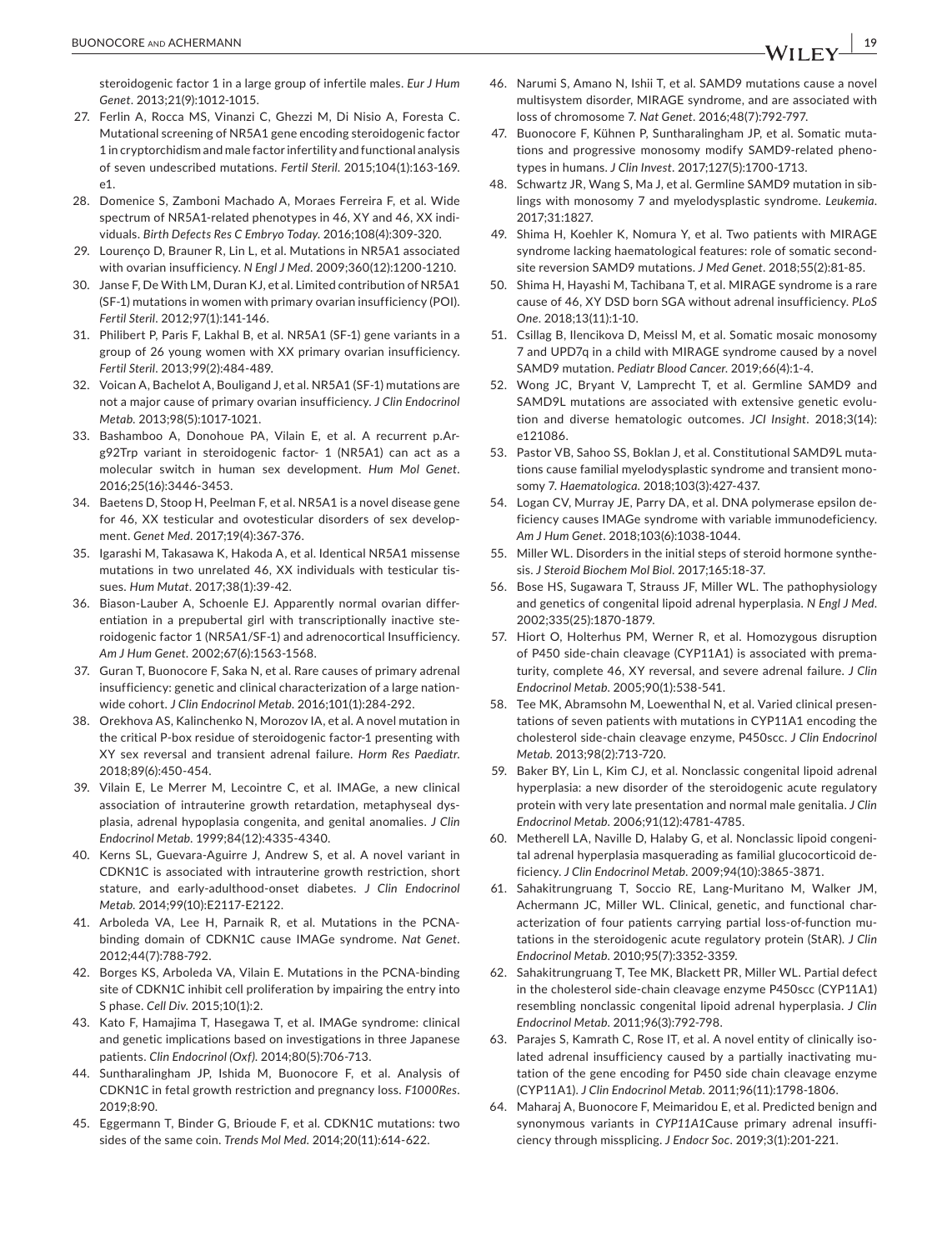steroidogenic factor 1 in a large group of infertile males. *Eur J Hum Genet*. 2013;21(9):1012-1015.

27. Ferlin A, Rocca MS, Vinanzi C, Ghezzi M, Di Nisio A, Foresta C. Mutational screening of NR5A1 gene encoding steroidogenic factor 1 in cryptorchidism and male factor infertility and functional analysis of seven undescribed mutations. *Fertil Steril*. 2015;104(1):163-169. e1.
28. Domenice S, Zamboni Machado A, Moraes Ferreira F, et al. Wide spectrum of NR5A1-related phenotypes in 46, XY and 46, XX individuals. *Birth Defects Res C Embryo Today*. 2016;108(4):309-320.
29. Lourenço D, Brauner R, Lin L, et al. Mutations in NR5A1 associated with ovarian insufficiency. *N Engl J Med*. 2009;360(12):1200-1210.
30. Janse F, De With LM, Duran KJ, et al. Limited contribution of NR5A1 (SF-1) mutations in women with primary ovarian insufficiency (POI). *Fertil Steril*. 2012;97(1):141-146.
31. Philibert P, Paris F, Lakhal B, et al. NR5A1 (SF-1) gene variants in a group of 26 young women with XX primary ovarian insufficiency. *Fertil Steril*. 2013;99(2):484-489.
32. Voican A, Bachelot A, Bouligand J, et al. NR5A1 (SF-1) mutations are not a major cause of primary ovarian insufficiency. *J Clin Endocrinol Metab*. 2013;98(5):1017-1021.
33. Bashamboo A, Donohoue PA, Vilain E, et al. A recurrent p.Arg92Trp variant in steroidogenic factor- 1 (NR5A1) can act as a molecular switch in human sex development. *Hum Mol Genet*. 2016;25(16):3446-3453.
34. Baetens D, Stoop H, Peelman F, et al. NR5A1 is a novel disease gene for 46, XX testicular and ovotesticular disorders of sex development. *Genet Med*. 2017;19(4):367-376.
35. Igarashi M, Takasawa K, Hakoda A, et al. Identical NR5A1 missense mutations in two unrelated 46, XX individuals with testicular tissues. *Hum Mutat*. 2017;38(1):39-42.
36. Biason-Lauber A, Schoenle EJ. Apparently normal ovarian differentiation in a prepubertal girl with transcriptionally inactive steroidogenic factor 1 (NR5A1/SF-1) and adrenocortical Insufficiency. *Am J Hum Genet*. 2002;67(6):1563-1568.
37. Guran T, Buonocore F, Saka N, et al. Rare causes of primary adrenal insufficiency: genetic and clinical characterization of a large nationwide cohort. *J Clin Endocrinol Metab*. 2016;101(1):284-292.
38. Orekhova AS, Kalinchenko N, Morozov IA, et al. A novel mutation in the critical P-box residue of steroidogenic factor-1 presenting with XY sex reversal and transient adrenal failure. *Horm Res Paediatr*. 2018;89(6):450-454.
39. Vilain E, Le Merrer M, Lecointre C, et al. IMAGe, a new clinical association of intrauterine growth retardation, metaphyseal dysplasia, adrenal hypoplasia congenita, and genital anomalies. *J Clin Endocrinol Metab*. 1999;84(12):4335-4340.
40. Kerns SL, Guevara-Aguirre J, Andrew S, et al. A novel variant in CDKN1C is associated with intrauterine growth restriction, short stature, and early-adulthood-onset diabetes. *J Clin Endocrinol Metab*. 2014;99(10):E2117-E2122.
41. Arboleda VA, Lee H, Parnaik R, et al. Mutations in the PCNA-binding domain of CDKN1C cause IMAGe syndrome. *Nat Genet*. 2012;44(7):788-792.
42. Borges KS, Arboleda VA, Vilain E. Mutations in the PCNA-binding site of CDKN1C inhibit cell proliferation by impairing the entry into S phase. *Cell Div*. 2015;10(1):2.
43. Kato F, Hamajima T, Hasegawa T, et al. IMAGe syndrome: clinical and genetic implications based on investigations in three Japanese patients. *Clin Endocrinol (Oxf)*. 2014;80(5):706-713.
44. Suntharalingham JP, Ishida M, Buonocore F, et al. Analysis of CDKN1C in fetal growth restriction and pregnancy loss. *F1000Res*. 2019;8:90.
45. Eggermann T, Binder G, Brioude F, et al. CDKN1C mutations: two sides of the same coin. *Trends Mol Med*. 2014;20(11):614-622.
46. Narumi S, Amano N, Ishii T, et al. SAMD9 mutations cause a novel multisystem disorder, MIRAGE syndrome, and are associated with loss of chromosome 7. *Nat Genet*. 2016;48(7):792-797.
47. Buonocore F, Kühnen P, Suntharalingham JP, et al. Somatic mutations and progressive monosomy modify SAMD9-related phenotypes in humans. *J Clin Invest*. 2017;127(5):1700-1713.
48. Schwartz JR, Wang S, Ma J, et al. Germline SAMD9 mutation in siblings with monosomy 7 and myelodysplastic syndrome. *Leukemia*. 2017;31:1827.
49. Shima H, Koehler K, Nomura Y, et al. Two patients with MIRAGE syndrome lacking haematological features: role of somatic second-site reversion SAMD9 mutations. *J Med Genet*. 2018;55(2):81-85.
50. Shima H, Hayashi M, Tachibana T, et al. MIRAGE syndrome is a rare cause of 46, XY DSD born SGA without adrenal insufficiency. *PLoS One*. 2018;13(11):1-10.
51. Csillag B, Ilencikova D, Meissl M, et al. Somatic mosaic monosomy 7 and UPD7q in a child with MIRAGE syndrome caused by a novel SAMD9 mutation. *Pediatr Blood Cancer*. 2019;66(4):1-4.
52. Wong JC, Bryant V, Lamprecht T, et al. Germline SAMD9 and SAMD9L mutations are associated with extensive genetic evolution and diverse hematologic outcomes. *JCI Insight*. 2018;3(14): e121086.
53. Pastor VB, Sahoo SS, Boklan J, et al. Constitutional SAMD9L mutations cause familial myelodysplastic syndrome and transient monosomy 7. *Haematologica*. 2018;103(3):427-437.
54. Logan CV, Murray JE, Parry DA, et al. DNA polymerase epsilon deficiency causes IMAGe syndrome with variable immunodeficiency. *Am J Hum Genet*. 2018;103(6):1038-1044.
55. Miller WL. Disorders in the initial steps of steroid hormone synthesis. *J Steroid Biochem Mol Biol*. 2017;165:18-37.
56. Bose HS, Sugawara T, Strauss JF, Miller WL. The pathophysiology and genetics of congenital lipoid adrenal hyperplasia. *N Engl J Med*. 2002;335(25):1870-1879.
57. Hiort O, Holterhus PM, Werner R, et al. Homozygous disruption of P450 side-chain cleavage (CYP11A1) is associated with prematurity, complete 46, XY reversal, and severe adrenal failure. *J Clin Endocrinol Metab*. 2005;90(1):538-541.
58. Tee MK, Abramsohn M, Loewenthal N, et al. Varied clinical presentations of seven patients with mutations in CYP11A1 encoding the cholesterol side-chain cleavage enzyme, P450scc. *J Clin Endocrinol Metab*. 2013;98(2):713-720.
59. Baker BY, Lin L, Kim CJ, et al. Nonclassic congenital lipoid adrenal hyperplasia: a new disorder of the steroidogenic acute regulatory protein with very late presentation and normal male genitalia. *J Clin Endocrinol Metab*. 2006;91(12):4781-4785.
60. Metherell LA, Naville D, Halaby G, et al. Nonclassic lipoid congenital adrenal hyperplasia masquerading as familial glucocorticoid deficiency. *J Clin Endocrinol Metab*. 2009;94(10):3865-3871.
61. Sahakitrungruang T, Soccio RE, Lang-Muritano M, Walker JM, Achermann JC, Miller WL. Clinical, genetic, and functional characterization of four patients carrying partial loss-of-function mutations in the steroidogenic acute regulatory protein (StAR). *J Clin Endocrinol Metab*. 2010;95(7):3352-3359.
62. Sahakitrungruang T, Tee MK, Blackett PR, Miller WL. Partial defect in the cholesterol side-chain cleavage enzyme P450scc (CYP11A1) resembling nonclassic congenital lipoid adrenal hyperplasia. *J Clin Endocrinol Metab*. 2011;96(3):792-798.
63. Parajes S, Kamrath C, Rose IT, et al. A novel entity of clinically isolated adrenal insufficiency caused by a partially inactivating mutation of the gene encoding for P450 side chain cleavage enzyme (CYP11A1). *J Clin Endocrinol Metab*. 2011;96(11):1798-1806.
64. Maharaj A, Buonocore F, Meimaridou E, et al. Predicted benign and synonymous variants in *CYP11A1*Cause primary adrenal insufficiency through missplicing. *J Endocr Soc*. 2019;3(1):201-221.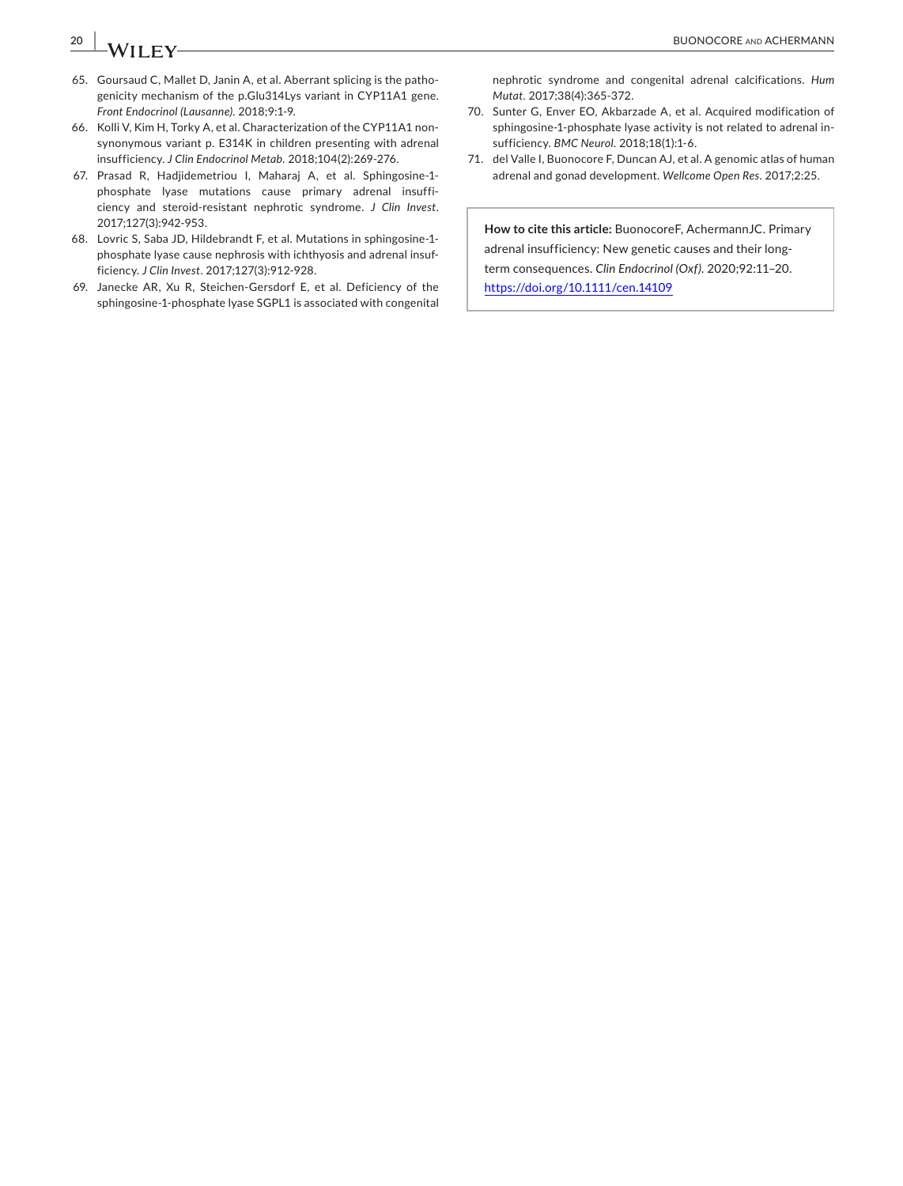65. Goursaud C, Mallet D, Janin A, et al. Aberrant splicing is the pathogenicity mechanism of the p.Glu314Lys variant in CYP11A1 gene. *Front Endocrinol (Lausanne)*. 2018;9:1-9.
66. Kolli V, Kim H, Torky A, et al. Characterization of the CYP11A1 nonsynonymous variant p. E314K in children presenting with adrenal insufficiency. *J Clin Endocrinol Metab*. 2018;104(2):269-276.
67. Prasad R, Hadjidemetriou I, Maharaj A, et al. Sphingosine-1-phosphate lyase mutations cause primary adrenal insufficiency and steroid-resistant nephrotic syndrome. *J Clin Invest*. 2017;127(3):942-953.
68. Lovric S, Saba JD, Hildebrandt F, et al. Mutations in sphingosine-1-phosphate lyase cause nephrosis with ichthyosis and adrenal insufficiency. *J Clin Invest*. 2017;127(3):912-928.
69. Janecke AR, Xu R, Steichen-Gersdorf E, et al. Deficiency of the sphingosine-1-phosphate lyase SGPL1 is associated with congenital nephrotic syndrome and congenital adrenal calcifications. *Hum Mutat*. 2017;38(4):365-372.
70. Sunter G, Enver EO, Akbarzade A, et al. Acquired modification of sphingosine-1-phosphate lyase activity is not related to adrenal insufficiency. *BMC Neurol*. 2018;18(1):1-6.
71. del Valle I, Buonocore F, Duncan AJ, et al. A genomic atlas of human adrenal and gonad development. *Wellcome Open Res*. 2017;2:25.

**How to cite this article:** BuonocoreF, AchermannJC. Primary adrenal insufficiency: New genetic causes and their long-term consequences. *Clin Endocrinol (Oxf)*. 2020;92:11–20. https://doi.org/10.1111/cen.14109